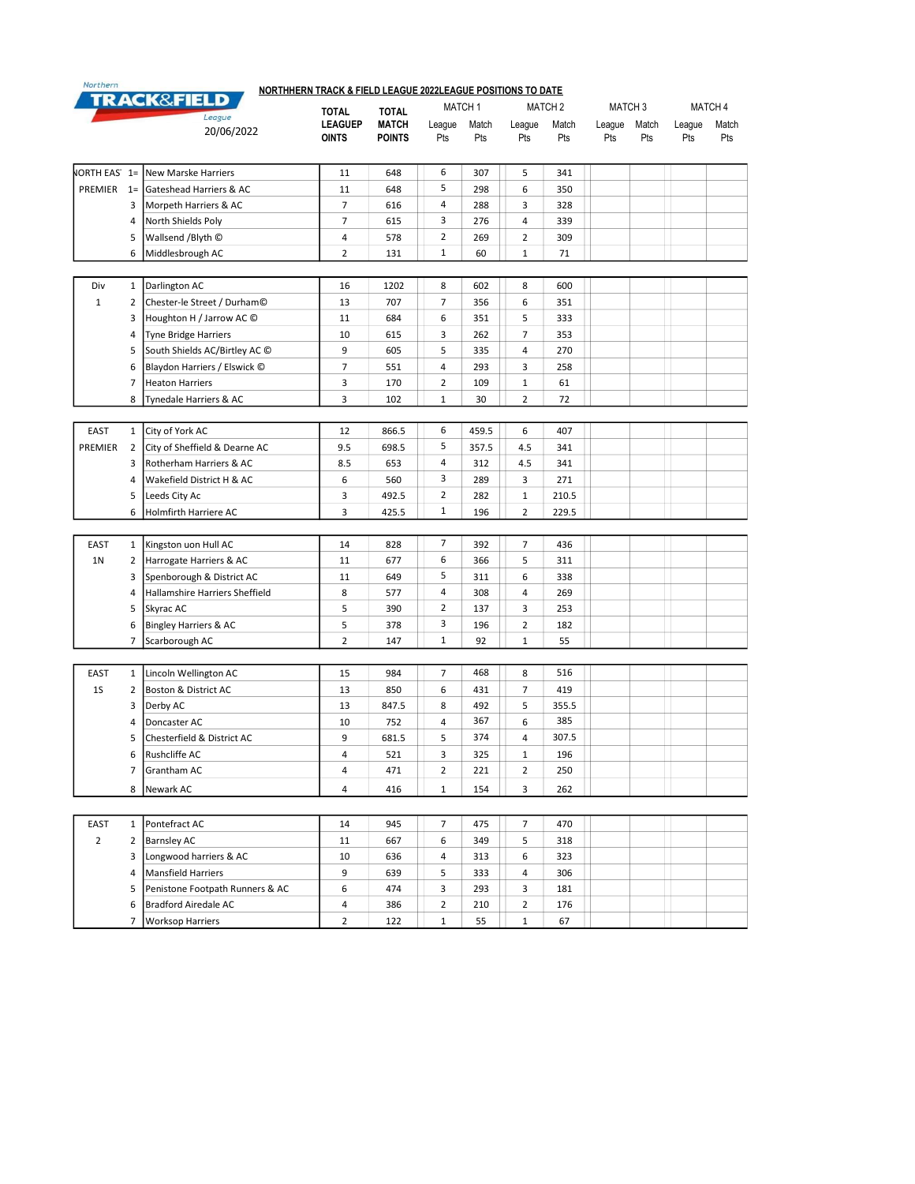Northern TRACK&FIELD League

20/06/2022

## NORTHHERN TRACK & FIELD LEAGUE 2022LEAGUE POSITIONS TO DATE

| Division | Pos | Club | TOTAL LEAGUEP OINTS | TOTAL MATCH POINTS | MATCH 1 League Pts | MATCH 1 Match Pts | MATCH 2 League Pts | MATCH 2 Match Pts | MATCH 3 League Pts | MATCH 3 Match Pts | MATCH 4 League Pts | MATCH 4 Match Pts |
|---|---|---|---|---|---|---|---|---|---|---|---|---|
| NORTH EAST | 1= | New Marske Harriers | 11 | 648 | 6 | 307 | 5 | 341 | | | | |
| PREMIER | 1= | Gateshead Harriers & AC | 11 | 648 | 5 | 298 | 6 | 350 | | | | |
| | 3 | Morpeth Harriers & AC | 7 | 616 | 4 | 288 | 3 | 328 | | | | |
| | 4 | North Shields Poly | 7 | 615 | 3 | 276 | 4 | 339 | | | | |
| | 5 | Wallsend /Blyth © | 4 | 578 | 2 | 269 | 2 | 309 | | | | |
| | 6 | Middlesbrough AC | 2 | 131 | 1 | 60 | 1 | 71 | | | | |
| Div | 1 | Darlington AC | 16 | 1202 | 8 | 602 | 8 | 600 | | | | |
| 1 | 2 | Chester-le Street / Durham© | 13 | 707 | 7 | 356 | 6 | 351 | | | | |
| | 3 | Houghton H / Jarrow AC © | 11 | 684 | 6 | 351 | 5 | 333 | | | | |
| | 4 | Tyne Bridge Harriers | 10 | 615 | 3 | 262 | 7 | 353 | | | | |
| | 5 | South Shields AC/Birtley AC © | 9 | 605 | 5 | 335 | 4 | 270 | | | | |
| | 6 | Blaydon Harriers / Elswick © | 7 | 551 | 4 | 293 | 3 | 258 | | | | |
| | 7 | Heaton Harriers | 3 | 170 | 2 | 109 | 1 | 61 | | | | |
| | 8 | Tynedale Harriers & AC | 3 | 102 | 1 | 30 | 2 | 72 | | | | |
| EAST | 1 | City of York AC | 12 | 866.5 | 6 | 459.5 | 6 | 407 | | | | |
| PREMIER | 2 | City of Sheffield & Dearne AC | 9.5 | 698.5 | 5 | 357.5 | 4.5 | 341 | | | | |
| | 3 | Rotherham Harriers & AC | 8.5 | 653 | 4 | 312 | 4.5 | 341 | | | | |
| | 4 | Wakefield District H & AC | 6 | 560 | 3 | 289 | 3 | 271 | | | | |
| | 5 | Leeds City Ac | 3 | 492.5 | 2 | 282 | 1 | 210.5 | | | | |
| | 6 | Holmfirth Harriere AC | 3 | 425.5 | 1 | 196 | 2 | 229.5 | | | | |
| EAST | 1 | Kingston uon Hull AC | 14 | 828 | 7 | 392 | 7 | 436 | | | | |
| 1N | 2 | Harrogate Harriers & AC | 11 | 677 | 6 | 366 | 5 | 311 | | | | |
| | 3 | Spenborough & District AC | 11 | 649 | 5 | 311 | 6 | 338 | | | | |
| | 4 | Hallamshire Harriers Sheffield | 8 | 577 | 4 | 308 | 4 | 269 | | | | |
| | 5 | Skyrac AC | 5 | 390 | 2 | 137 | 3 | 253 | | | | |
| | 6 | Bingley Harriers & AC | 5 | 378 | 3 | 196 | 2 | 182 | | | | |
| | 7 | Scarborough AC | 2 | 147 | 1 | 92 | 1 | 55 | | | | |
| EAST | 1 | Lincoln Wellington AC | 15 | 984 | 7 | 468 | 8 | 516 | | | | |
| 1S | 2 | Boston & District AC | 13 | 850 | 6 | 431 | 7 | 419 | | | | |
| | 3 | Derby AC | 13 | 847.5 | 8 | 492 | 5 | 355.5 | | | | |
| | 4 | Doncaster AC | 10 | 752 | 4 | 367 | 6 | 385 | | | | |
| | 5 | Chesterfield & District AC | 9 | 681.5 | 5 | 374 | 4 | 307.5 | | | | |
| | 6 | Rushcliffe AC | 4 | 521 | 3 | 325 | 1 | 196 | | | | |
| | 7 | Grantham AC | 4 | 471 | 2 | 221 | 2 | 250 | | | | |
| | 8 | Newark AC | 4 | 416 | 1 | 154 | 3 | 262 | | | | |
| EAST | 1 | Pontefract AC | 14 | 945 | 7 | 475 | 7 | 470 | | | | |
| 2 | 2 | Barnsley AC | 11 | 667 | 6 | 349 | 5 | 318 | | | | |
| | 3 | Longwood harriers & AC | 10 | 636 | 4 | 313 | 6 | 323 | | | | |
| | 4 | Mansfield Harriers | 9 | 639 | 5 | 333 | 4 | 306 | | | | |
| | 5 | Penistone Footpath Runners & AC | 6 | 474 | 3 | 293 | 3 | 181 | | | | |
| | 6 | Bradford Airedale AC | 4 | 386 | 2 | 210 | 2 | 176 | | | | |
| | 7 | Worksop Harriers | 2 | 122 | 1 | 55 | 1 | 67 | | | | |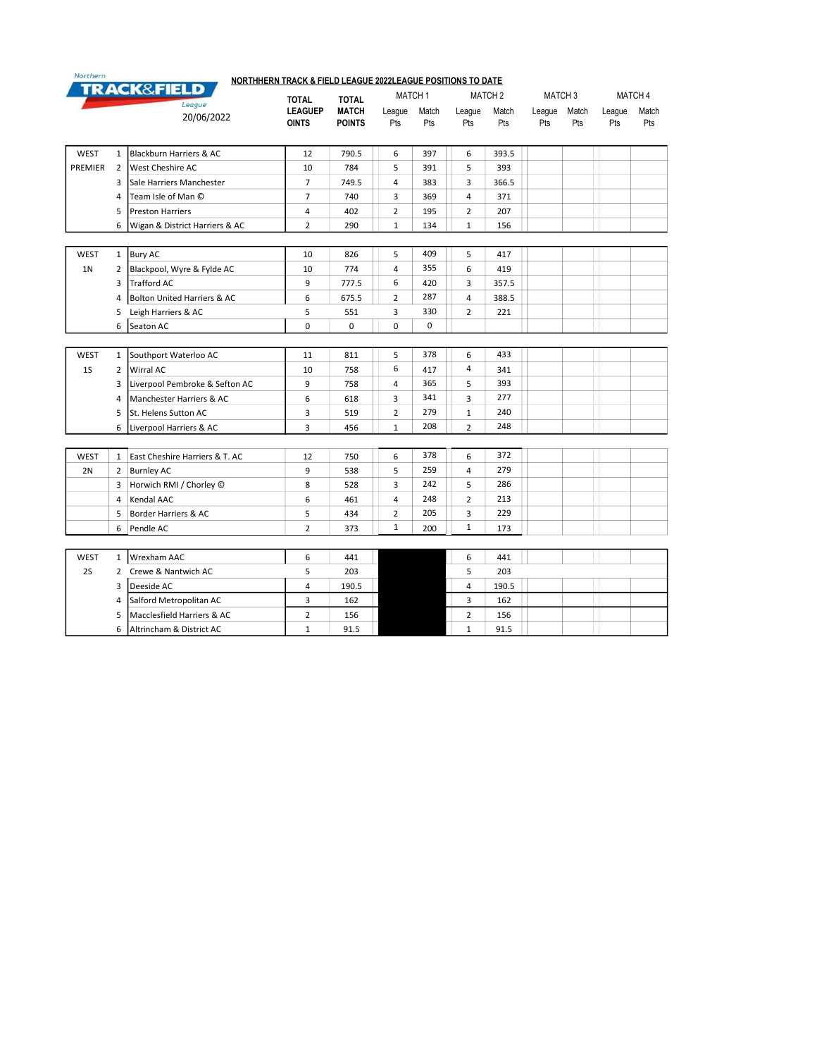**NORTHHERN TRACK & FIELD LEAGUE 2022LEAGUE POSITIONS TO DATE**

Northern TRACK&FIELD League

20/06/2022

| | | | TOTAL LEAGUEP OINTS | TOTAL MATCH POINTS | MATCH 1 | | MATCH 2 | | MATCH 3 | | MATCH 4 | |
|---|---|---|---|---|---|---|---|---|---|---|---|---|
| | | | | | League Pts | Match Pts | League Pts | Match Pts | League Pts | Match Pts | League Pts | Match Pts |
| WEST | 1 | Blackburn Harriers & AC | 12 | 790.5 | 6 | 397 | 6 | 393.5 | | | | |
| PREMIER | 2 | West Cheshire AC | 10 | 784 | 5 | 391 | 5 | 393 | | | | |
| | 3 | Sale Harriers Manchester | 7 | 749.5 | 4 | 383 | 3 | 366.5 | | | | |
| | 4 | Team Isle of Man © | 7 | 740 | 3 | 369 | 4 | 371 | | | | |
| | 5 | Preston Harriers | 4 | 402 | 2 | 195 | 2 | 207 | | | | |
| | 6 | Wigan & District Harriers & AC | 2 | 290 | 1 | 134 | 1 | 156 | | | | |
| WEST | 1 | Bury AC | 10 | 826 | 5 | 409 | 5 | 417 | | | | |
| 1N | 2 | Blackpool, Wyre & Fylde AC | 10 | 774 | 4 | 355 | 6 | 419 | | | | |
| | 3 | Trafford AC | 9 | 777.5 | 6 | 420 | 3 | 357.5 | | | | |
| | 4 | Bolton United Harriers & AC | 6 | 675.5 | 2 | 287 | 4 | 388.5 | | | | |
| | 5 | Leigh Harriers & AC | 5 | 551 | 3 | 330 | 2 | 221 | | | | |
| | 6 | Seaton AC | 0 | 0 | 0 | 0 | | | | | | |
| WEST | 1 | Southport Waterloo AC | 11 | 811 | 5 | 378 | 6 | 433 | | | | |
| 1S | 2 | Wirral AC | 10 | 758 | 6 | 417 | 4 | 341 | | | | |
| | 3 | Liverpool Pembroke & Sefton AC | 9 | 758 | 4 | 365 | 5 | 393 | | | | |
| | 4 | Manchester Harriers & AC | 6 | 618 | 3 | 341 | 3 | 277 | | | | |
| | 5 | St. Helens Sutton AC | 3 | 519 | 2 | 279 | 1 | 240 | | | | |
| | 6 | Liverpool Harriers & AC | 3 | 456 | 1 | 208 | 2 | 248 | | | | |
| WEST | 1 | East Cheshire Harriers & T. AC | 12 | 750 | 6 | 378 | 6 | 372 | | | | |
| 2N | 2 | Burnley AC | 9 | 538 | 5 | 259 | 4 | 279 | | | | |
| | 3 | Horwich RMI / Chorley © | 8 | 528 | 3 | 242 | 5 | 286 | | | | |
| | 4 | Kendal AAC | 6 | 461 | 4 | 248 | 2 | 213 | | | | |
| | 5 | Border Harriers & AC | 5 | 434 | 2 | 205 | 3 | 229 | | | | |
| | 6 | Pendle AC | 2 | 373 | 1 | 200 | 1 | 173 | | | | |
| WEST | 1 | Wrexham AAC | 6 | 441 | | | 6 | 441 | | | | |
| 2S | 2 | Crewe & Nantwich AC | 5 | 203 | | | 5 | 203 | | | | |
| | 3 | Deeside AC | 4 | 190.5 | | | 4 | 190.5 | | | | |
| | 4 | Salford Metropolitan AC | 3 | 162 | | | 3 | 162 | | | | |
| | 5 | Macclesfield Harriers & AC | 2 | 156 | | | 2 | 156 | | | | |
| | 6 | Altrincham & District AC | 1 | 91.5 | | | 1 | 91.5 | | | | |